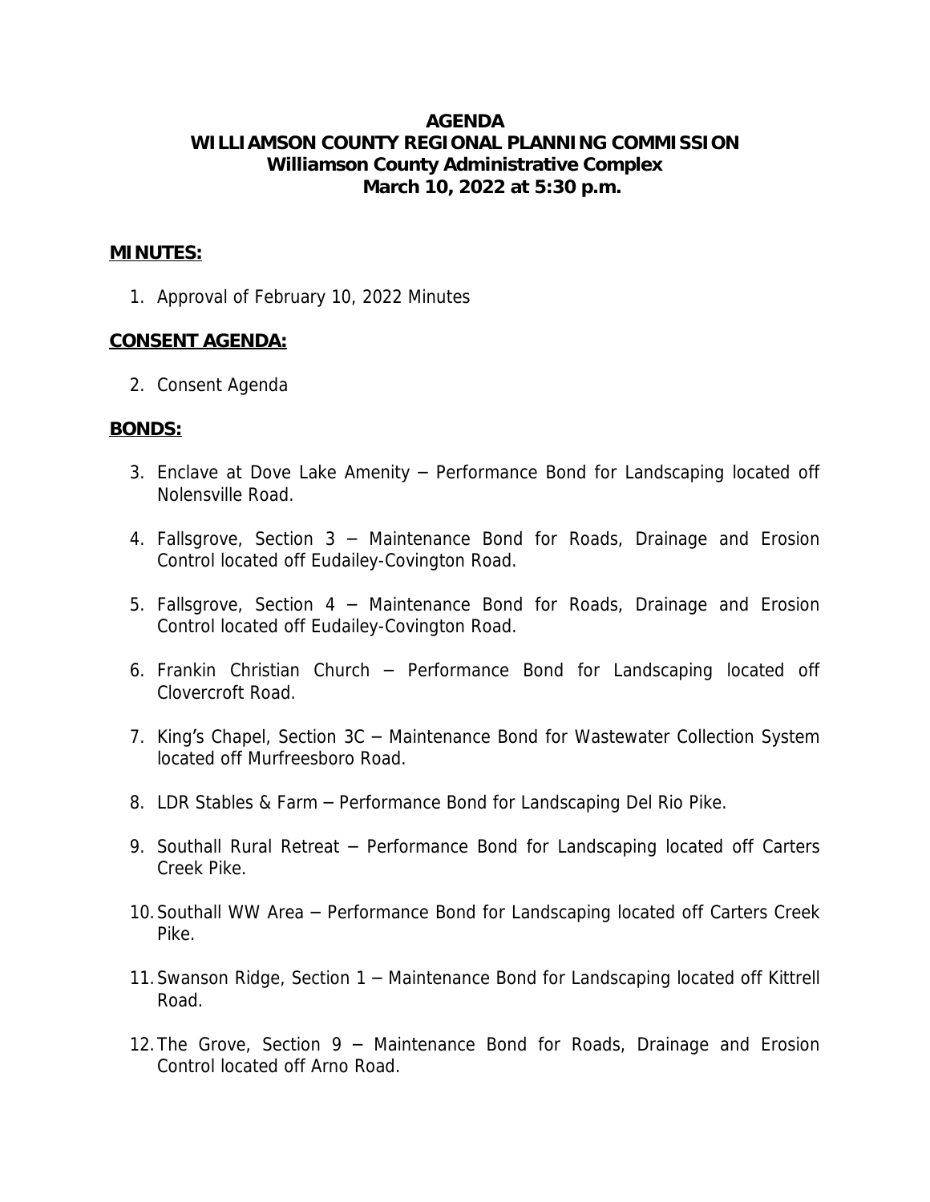# AGENDA
## WILLIAMSON COUNTY REGIONAL PLANNING COMMISSION
### Williamson County Administrative Complex
### March 10, 2022 at 5:30 p.m.

**MINUTES:**

1. Approval of February 10, 2022 Minutes

**CONSENT AGENDA:**

2. Consent Agenda

**BONDS:**

3. Enclave at Dove Lake Amenity – Performance Bond for Landscaping located off Nolensville Road.
4. Fallsgrove, Section 3 – Maintenance Bond for Roads, Drainage and Erosion Control located off Eudailey-Covington Road.
5. Fallsgrove, Section 4 – Maintenance Bond for Roads, Drainage and Erosion Control located off Eudailey-Covington Road.
6. Frankin Christian Church – Performance Bond for Landscaping located off Clovercroft Road.
7. King's Chapel, Section 3C – Maintenance Bond for Wastewater Collection System located off Murfreesboro Road.
8. LDR Stables & Farm – Performance Bond for Landscaping Del Rio Pike.
9. Southall Rural Retreat – Performance Bond for Landscaping located off Carters Creek Pike.
10. Southall WW Area – Performance Bond for Landscaping located off Carters Creek Pike.
11. Swanson Ridge, Section 1 – Maintenance Bond for Landscaping located off Kittrell Road.
12. The Grove, Section 9 – Maintenance Bond for Roads, Drainage and Erosion Control located off Arno Road.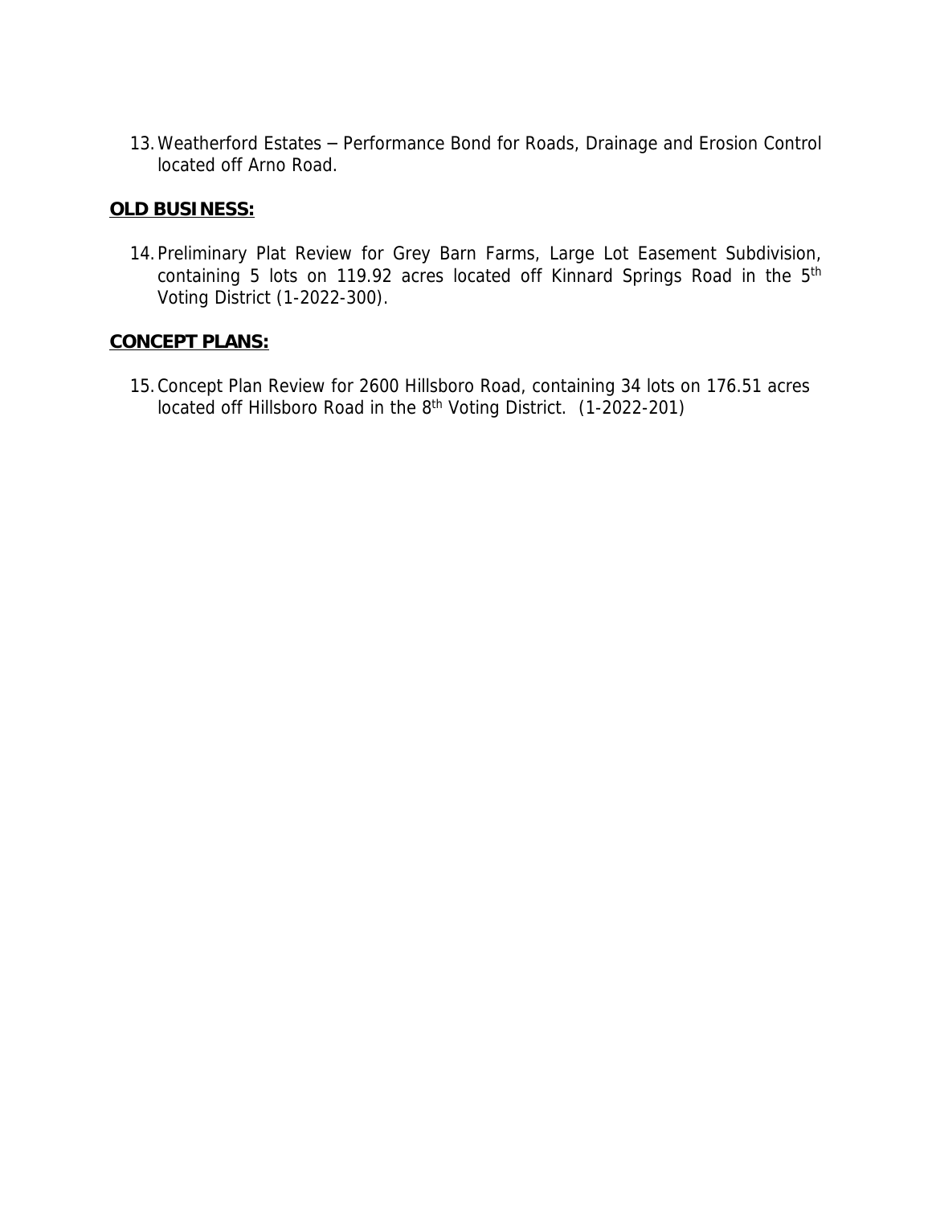13. Weatherford Estates – Performance Bond for Roads, Drainage and Erosion Control located off Arno Road.

**OLD BUSINESS:**

14. Preliminary Plat Review for Grey Barn Farms, Large Lot Easement Subdivision, containing 5 lots on 119.92 acres located off Kinnard Springs Road in the 5th Voting District (1-2022-300).

**CONCEPT PLANS:**

15. Concept Plan Review for 2600 Hillsboro Road, containing 34 lots on 176.51 acres located off Hillsboro Road in the 8th Voting District. (1-2022-201)